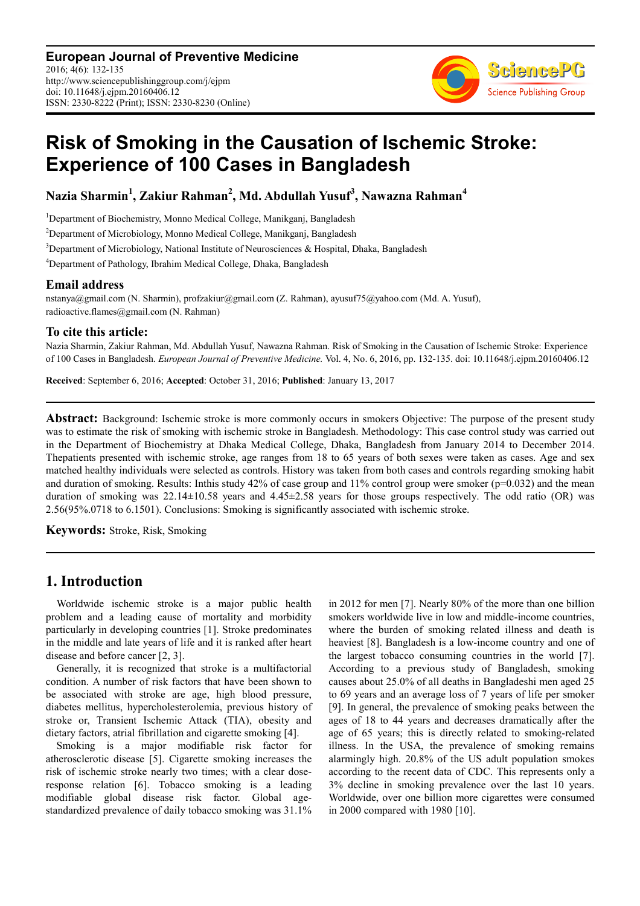**European Journal of Preventive Medicine**
2016; 4(6): 132-135
http://www.sciencepublishinggroup.com/j/ejpm
doi: 10.11648/j.ejpm.20160406.12
ISSN: 2330-8222 (Print); ISSN: 2330-8230 (Online)

# Risk of Smoking in the Causation of Ischemic Stroke: Experience of 100 Cases in Bangladesh

**Nazia Sharmin[1], Zakiur Rahman[2], Md. Abdullah Yusuf[3], Nawazna Rahman[4]**

[1]Department of Biochemistry, Monno Medical College, Manikganj, Bangladesh

[2]Department of Microbiology, Monno Medical College, Manikganj, Bangladesh

[3]Department of Microbiology, National Institute of Neurosciences & Hospital, Dhaka, Bangladesh

[4]Department of Pathology, Ibrahim Medical College, Dhaka, Bangladesh

### Email address

nstanya@gmail.com (N. Sharmin), profzakiur@gmail.com (Z. Rahman), ayusuf75@yahoo.com (Md. A. Yusuf), radioactive.flames@gmail.com (N. Rahman)

### To cite this article:

Nazia Sharmin, Zakiur Rahman, Md. Abdullah Yusuf, Nawazna Rahman. Risk of Smoking in the Causation of Ischemic Stroke: Experience of 100 Cases in Bangladesh. *European Journal of Preventive Medicine.* Vol. 4, No. 6, 2016, pp. 132-135. doi: 10.11648/j.ejpm.20160406.12

**Received**: September 6, 2016; **Accepted**: October 31, 2016; **Published**: January 13, 2017

---

**Abstract:** Background: Ischemic stroke is more commonly occurs in smokers Objective: The purpose of the present study was to estimate the risk of smoking with ischemic stroke in Bangladesh. Methodology: This case control study was carried out in the Department of Biochemistry at Dhaka Medical College, Dhaka, Bangladesh from January 2014 to December 2014. Thepatients presented with ischemic stroke, age ranges from 18 to 65 years of both sexes were taken as cases. Age and sex matched healthy individuals were selected as controls. History was taken from both cases and controls regarding smoking habit and duration of smoking. Results: Inthis study 42% of case group and 11% control group were smoker (p=0.032) and the mean duration of smoking was 22.14±10.58 years and 4.45±2.58 years for those groups respectively. The odd ratio (OR) was 2.56(95%.0718 to 6.1501). Conclusions: Smoking is significantly associated with ischemic stroke.

**Keywords:** Stroke, Risk, Smoking

---

## 1. Introduction

Worldwide ischemic stroke is a major public health problem and a leading cause of mortality and morbidity particularly in developing countries [1]. Stroke predominates in the middle and late years of life and it is ranked after heart disease and before cancer [2, 3].

Generally, it is recognized that stroke is a multifactorial condition. A number of risk factors that have been shown to be associated with stroke are age, high blood pressure, diabetes mellitus, hypercholesterolemia, previous history of stroke or, Transient Ischemic Attack (TIA), obesity and dietary factors, atrial fibrillation and cigarette smoking [4].

Smoking is a major modifiable risk factor for atherosclerotic disease [5]. Cigarette smoking increases the risk of ischemic stroke nearly two times; with a clear dose-response relation [6]. Tobacco smoking is a leading modifiable global disease risk factor. Global age-standardized prevalence of daily tobacco smoking was 31.1% in 2012 for men [7]. Nearly 80% of the more than one billion smokers worldwide live in low and middle-income countries, where the burden of smoking related illness and death is heaviest [8]. Bangladesh is a low-income country and one of the largest tobacco consuming countries in the world [7]. According to a previous study of Bangladesh, smoking causes about 25.0% of all deaths in Bangladeshi men aged 25 to 69 years and an average loss of 7 years of life per smoker [9]. In general, the prevalence of smoking peaks between the ages of 18 to 44 years and decreases dramatically after the age of 65 years; this is directly related to smoking-related illness. In the USA, the prevalence of smoking remains alarmingly high. 20.8% of the US adult population smokes according to the recent data of CDC. This represents only a 3% decline in smoking prevalence over the last 10 years. Worldwide, over one billion more cigarettes were consumed in 2000 compared with 1980 [10].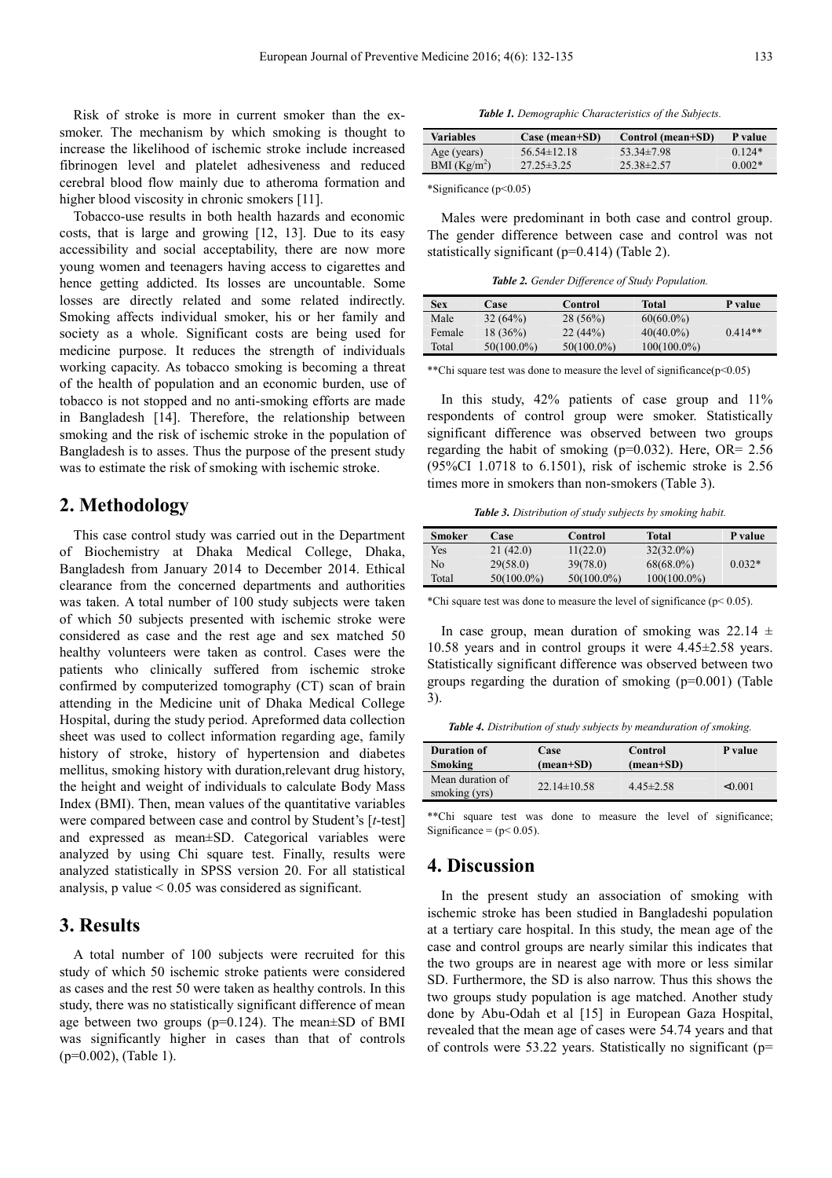Risk of stroke is more in current smoker than the ex-smoker. The mechanism by which smoking is thought to increase the likelihood of ischemic stroke include increased fibrinogen level and platelet adhesiveness and reduced cerebral blood flow mainly due to atheroma formation and higher blood viscosity in chronic smokers [11].

Tobacco-use results in both health hazards and economic costs, that is large and growing [12, 13]. Due to its easy accessibility and social acceptability, there are now more young women and teenagers having access to cigarettes and hence getting addicted. Its losses are uncountable. Some losses are directly related and some related indirectly. Smoking affects individual smoker, his or her family and society as a whole. Significant costs are being used for medicine purpose. It reduces the strength of individuals working capacity. As tobacco smoking is becoming a threat of the health of population and an economic burden, use of tobacco is not stopped and no anti-smoking efforts are made in Bangladesh [14]. Therefore, the relationship between smoking and the risk of ischemic stroke in the population of Bangladesh is to asses. Thus the purpose of the present study was to estimate the risk of smoking with ischemic stroke.

## 2. Methodology

This case control study was carried out in the Department of Biochemistry at Dhaka Medical College, Dhaka, Bangladesh from January 2014 to December 2014. Ethical clearance from the concerned departments and authorities was taken. A total number of 100 study subjects were taken of which 50 subjects presented with ischemic stroke were considered as case and the rest age and sex matched 50 healthy volunteers were taken as control. Cases were the patients who clinically suffered from ischemic stroke confirmed by computerized tomography (CT) scan of brain attending in the Medicine unit of Dhaka Medical College Hospital, during the study period. Apreformed data collection sheet was used to collect information regarding age, family history of stroke, history of hypertension and diabetes mellitus, smoking history with duration,relevant drug history, the height and weight of individuals to calculate Body Mass Index (BMI). Then, mean values of the quantitative variables were compared between case and control by Student's [*t*-test] and expressed as mean±SD. Categorical variables were analyzed by using Chi square test. Finally, results were analyzed statistically in SPSS version 20. For all statistical analysis, p value < 0.05 was considered as significant.

## 3. Results

A total number of 100 subjects were recruited for this study of which 50 ischemic stroke patients were considered as cases and the rest 50 were taken as healthy controls. In this study, there was no statistically significant difference of mean age between two groups (p=0.124). The mean±SD of BMI was significantly higher in cases than that of controls (p=0.002), (Table 1).

***Table 1.*** *Demographic Characteristics of the Subjects.*

| Variables | Case (mean+SD) | Control (mean+SD) | P value |
|---|---|---|---|
| Age (years) | 56.54±12.18 | 53.34±7.98 | 0.124* |
| BMI ($Kg/m^2$) | 27.25±3.25 | 25.38±2.57 | 0.002* |

*Significance (p<0.05)

Males were predominant in both case and control group. The gender difference between case and control was not statistically significant (p=0.414) (Table 2).

***Table 2.*** *Gender Difference of Study Population.*

| Sex | Case | Control | Total | P value |
|---|---|---|---|---|
| Male | 32 (64%) | 28 (56%) | 60(60.0%) | |
| Female | 18 (36%) | 22 (44%) | 40(40.0%) | 0.414** |
| Total | 50(100.0%) | 50(100.0%) | 100(100.0%) | |

**Chi square test was done to measure the level of significance(p<0.05)

In this study, 42% patients of case group and 11% respondents of control group were smoker. Statistically significant difference was observed between two groups regarding the habit of smoking (p=0.032). Here, OR= 2.56 (95%CI 1.0718 to 6.1501), risk of ischemic stroke is 2.56 times more in smokers than non-smokers (Table 3).

***Table 3.*** *Distribution of study subjects by smoking habit.*

| Smoker | Case | Control | Total | P value |
|---|---|---|---|---|
| Yes | 21 (42.0) | 11(22.0) | 32(32.0%) | |
| No | 29(58.0) | 39(78.0) | 68(68.0%) | 0.032* |
| Total | 50(100.0%) | 50(100.0%) | 100(100.0%) | |

*Chi square test was done to measure the level of significance (p< 0.05).

In case group, mean duration of smoking was 22.14 ± 10.58 years and in control groups it were 4.45±2.58 years. Statistically significant difference was observed between two groups regarding the duration of smoking (p=0.001) (Table 3).

***Table 4.*** *Distribution of study subjects by meanduration of smoking.*

| Duration of Smoking | Case (mean+SD) | Control (mean+SD) | P value |
|---|---|---|---|
| Mean duration of smoking (yrs) | 22.14±10.58 | 4.45±2.58 | <0.001 |

**Chi square test was done to measure the level of significance; Significance = (p< 0.05).

## 4. Discussion

In the present study an association of smoking with ischemic stroke has been studied in Bangladeshi population at a tertiary care hospital. In this study, the mean age of the case and control groups are nearly similar this indicates that the two groups are in nearest age with more or less similar SD. Furthermore, the SD is also narrow. Thus this shows the two groups study population is age matched. Another study done by Abu-Odah et al [15] in European Gaza Hospital, revealed that the mean age of cases were 54.74 years and that of controls were 53.22 years. Statistically no significant (p=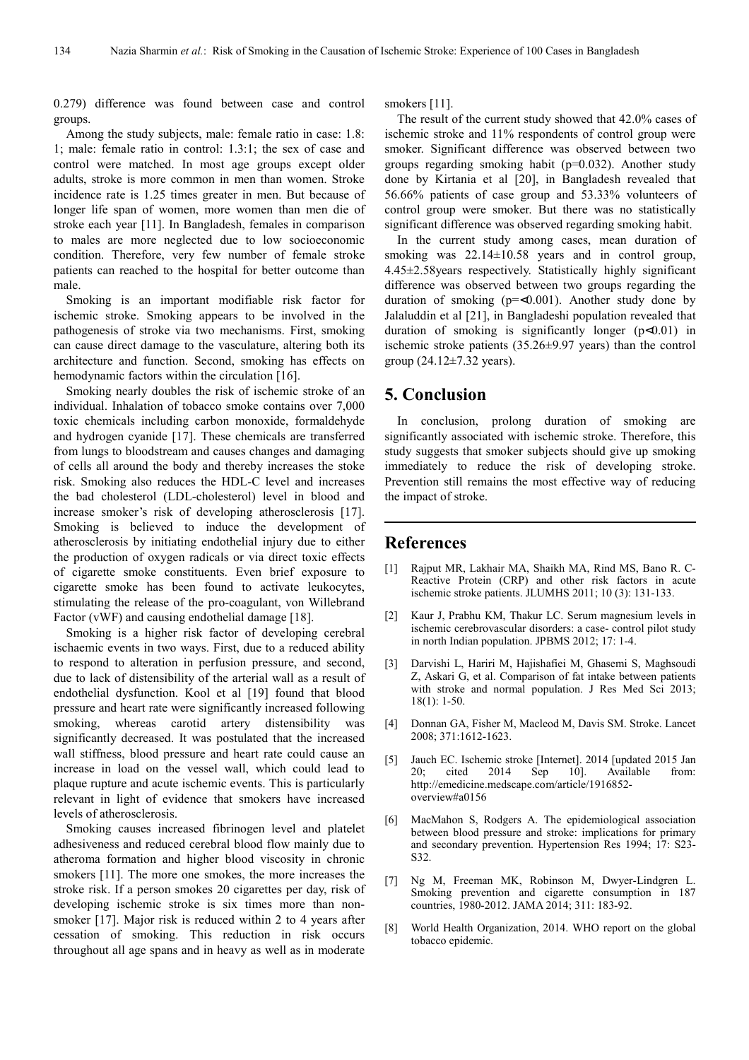0.279) difference was found between case and control groups.

Among the study subjects, male: female ratio in case: 1.8: 1; male: female ratio in control: 1.3:1; the sex of case and control were matched. In most age groups except older adults, stroke is more common in men than women. Stroke incidence rate is 1.25 times greater in men. But because of longer life span of women, more women than men die of stroke each year [11]. In Bangladesh, females in comparison to males are more neglected due to low socioeconomic condition. Therefore, very few number of female stroke patients can reached to the hospital for better outcome than male.

Smoking is an important modifiable risk factor for ischemic stroke. Smoking appears to be involved in the pathogenesis of stroke via two mechanisms. First, smoking can cause direct damage to the vasculature, altering both its architecture and function. Second, smoking has effects on hemodynamic factors within the circulation [16].

Smoking nearly doubles the risk of ischemic stroke of an individual. Inhalation of tobacco smoke contains over 7,000 toxic chemicals including carbon monoxide, formaldehyde and hydrogen cyanide [17]. These chemicals are transferred from lungs to bloodstream and causes changes and damaging of cells all around the body and thereby increases the stoke risk. Smoking also reduces the HDL-C level and increases the bad cholesterol (LDL-cholesterol) level in blood and increase smoker's risk of developing atherosclerosis [17]. Smoking is believed to induce the development of atherosclerosis by initiating endothelial injury due to either the production of oxygen radicals or via direct toxic effects of cigarette smoke constituents. Even brief exposure to cigarette smoke has been found to activate leukocytes, stimulating the release of the pro-coagulant, von Willebrand Factor (vWF) and causing endothelial damage [18].

Smoking is a higher risk factor of developing cerebral ischaemic events in two ways. First, due to a reduced ability to respond to alteration in perfusion pressure, and second, due to lack of distensibility of the arterial wall as a result of endothelial dysfunction. Kool et al [19] found that blood pressure and heart rate were significantly increased following smoking, whereas carotid artery distensibility was significantly decreased. It was postulated that the increased wall stiffness, blood pressure and heart rate could cause an increase in load on the vessel wall, which could lead to plaque rupture and acute ischemic events. This is particularly relevant in light of evidence that smokers have increased levels of atherosclerosis.

Smoking causes increased fibrinogen level and platelet adhesiveness and reduced cerebral blood flow mainly due to atheroma formation and higher blood viscosity in chronic smokers [11]. The more one smokes, the more increases the stroke risk. If a person smokes 20 cigarettes per day, risk of developing ischemic stroke is six times more than non-smoker [17]. Major risk is reduced within 2 to 4 years after cessation of smoking. This reduction in risk occurs throughout all age spans and in heavy as well as in moderate smokers [11].

The result of the current study showed that 42.0% cases of ischemic stroke and 11% respondents of control group were smoker. Significant difference was observed between two groups regarding smoking habit ($p=0.032$). Another study done by Kirtania et al [20], in Bangladesh revealed that 56.66% patients of case group and 53.33% volunteers of control group were smoker. But there was no statistically significant difference was observed regarding smoking habit.

In the current study among cases, mean duration of smoking was 22.14±10.58 years and in control group, 4.45±2.58years respectively. Statistically highly significant difference was observed between two groups regarding the duration of smoking ($p=<0.001$). Another study done by Jalaluddin et al [21], in Bangladeshi population revealed that duration of smoking is significantly longer ($p<0.01$) in ischemic stroke patients (35.26±9.97 years) than the control group (24.12±7.32 years).

## 5. Conclusion

In conclusion, prolong duration of smoking are significantly associated with ischemic stroke. Therefore, this study suggests that smoker subjects should give up smoking immediately to reduce the risk of developing stroke. Prevention still remains the most effective way of reducing the impact of stroke.

## References

[1] Rajput MR, Lakhair MA, Shaikh MA, Rind MS, Bano R. C-Reactive Protein (CRP) and other risk factors in acute ischemic stroke patients. JLUMHS 2011; 10 (3): 131-133.

[2] Kaur J, Prabhu KM, Thakur LC. Serum magnesium levels in ischemic cerebrovascular disorders: a case- control pilot study in north Indian population. JPBMS 2012; 17: 1-4.

[3] Darvishi L, Hariri M, Hajishafiee M, Ghasemi S, Maghsoudi Z, Askari G, et al. Comparison of fat intake between patients with stroke and normal population. J Res Med Sci 2013; 18(1): 1-50.

[4] Donnan GA, Fisher M, Macleod M, Davis SM. Stroke. Lancet 2008; 371:1612-1623.

[5] Jauch EC. Ischemic stroke [Internet]. 2014 [updated 2015 Jan 20; cited 2014 Sep 10]. Available from: http://emedicine.medscape.com/article/1916852-overview#a0156

[6] MacMahon S, Rodgers A. The epidemiological association between blood pressure and stroke: implications for primary and secondary prevention. Hypertension Res 1994; 17: S23-S32.

[7] Ng M, Freeman MK, Robinson M, Dwyer-Lindgren L. Smoking prevention and cigarette consumption in 187 countries, 1980-2012. JAMA 2014; 311: 183-92.

[8] World Health Organization, 2014. WHO report on the global tobacco epidemic.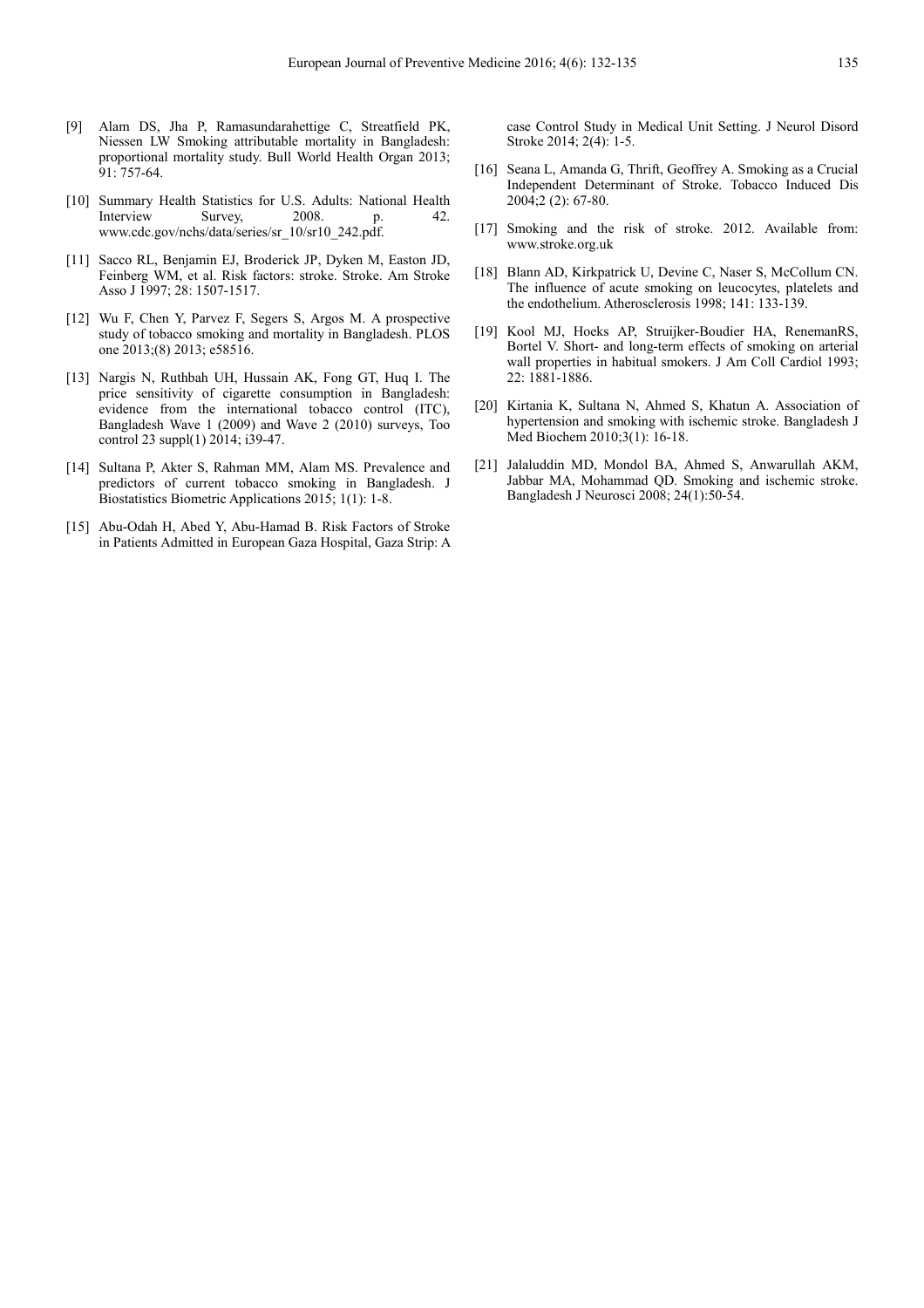[9] Alam DS, Jha P, Ramasundarahettige C, Streatfield PK, Niessen LW Smoking attributable mortality in Bangladesh: proportional mortality study. Bull World Health Organ 2013; 91: 757-64.

[10] Summary Health Statistics for U.S. Adults: National Health Interview Survey, 2008. p. 42. www.cdc.gov/nchs/data/series/sr_10/sr10_242.pdf.

[11] Sacco RL, Benjamin EJ, Broderick JP, Dyken M, Easton JD, Feinberg WM, et al. Risk factors: stroke. Stroke. Am Stroke Asso J 1997; 28: 1507-1517.

[12] Wu F, Chen Y, Parvez F, Segers S, Argos M. A prospective study of tobacco smoking and mortality in Bangladesh. PLOS one 2013;(8) 2013; e58516.

[13] Nargis N, Ruthbah UH, Hussain AK, Fong GT, Huq I. The price sensitivity of cigarette consumption in Bangladesh: evidence from the international tobacco control (ITC), Bangladesh Wave 1 (2009) and Wave 2 (2010) surveys, Too control 23 suppl(1) 2014; i39-47.

[14] Sultana P, Akter S, Rahman MM, Alam MS. Prevalence and predictors of current tobacco smoking in Bangladesh. J Biostatistics Biometric Applications 2015; 1(1): 1-8.

[15] Abu-Odah H, Abed Y, Abu-Hamad B. Risk Factors of Stroke in Patients Admitted in European Gaza Hospital, Gaza Strip: A case Control Study in Medical Unit Setting. J Neurol Disord Stroke 2014; 2(4): 1-5.

[16] Seana L, Amanda G, Thrift, Geoffrey A. Smoking as a Crucial Independent Determinant of Stroke. Tobacco Induced Dis 2004;2 (2): 67-80.

[17] Smoking and the risk of stroke. 2012. Available from: www.stroke.org.uk

[18] Blann AD, Kirkpatrick U, Devine C, Naser S, McCollum CN. The influence of acute smoking on leucocytes, platelets and the endothelium. Atherosclerosis 1998; 141: 133-139.

[19] Kool MJ, Hoeks AP, Struijker-Boudier HA, RenemanRS, Bortel V. Short- and long-term effects of smoking on arterial wall properties in habitual smokers. J Am Coll Cardiol 1993; 22: 1881-1886.

[20] Kirtania K, Sultana N, Ahmed S, Khatun A. Association of hypertension and smoking with ischemic stroke. Bangladesh J Med Biochem 2010;3(1): 16-18.

[21] Jalaluddin MD, Mondol BA, Ahmed S, Anwarullah AKM, Jabbar MA, Mohammad QD. Smoking and ischemic stroke. Bangladesh J Neurosci 2008; 24(1):50-54.